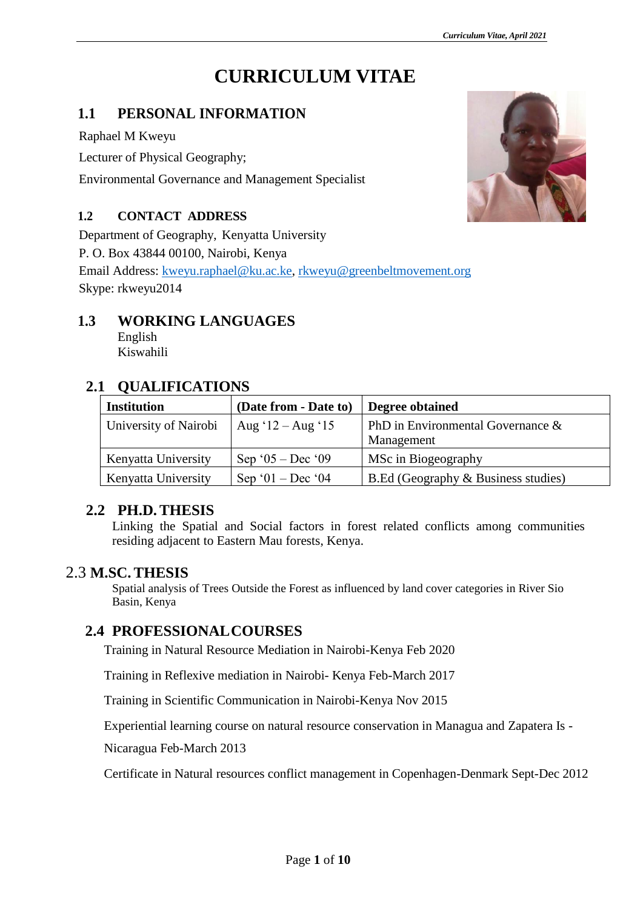# CURRICULUM VITAE

## 1.1 PERSONAL INFORMATION

Raphael M Kweyu

Lecturer of Physical Geography;

Environmental Governance and Management Specialist

### 1.2 CONTACT ADDRESS

Department of Geography, Kenyatta University
P. O. Box 43844 00100, Nairobi, Kenya
Email Address: kweyu.raphael@ku.ac.ke, rkweyu@greenbeltmovement.org
Skype: rkweyu2014

## 1.3 WORKING LANGUAGES

English
Kiswahili

## 2.1 QUALIFICATIONS

| Institution | (Date from - Date to) | Degree obtained |
|---|---|---|
| University of Nairobi | Aug '12 – Aug '15 | PhD in Environmental Governance & Management |
| Kenyatta University | Sep '05 – Dec '09 | MSc in Biogeography |
| Kenyatta University | Sep '01 – Dec '04 | B.Ed (Geography & Business studies) |

## 2.2 PH.D. THESIS

Linking the Spatial and Social factors in forest related conflicts among communities residing adjacent to Eastern Mau forests, Kenya.

## 2.3 M.SC. THESIS

Spatial analysis of Trees Outside the Forest as influenced by land cover categories in River Sio Basin, Kenya

## 2.4 PROFESSIONAL COURSES

Training in Natural Resource Mediation in Nairobi-Kenya Feb 2020

Training in Reflexive mediation in Nairobi- Kenya Feb-March 2017

Training in Scientific Communication in Nairobi-Kenya Nov 2015

Experiential learning course on natural resource conservation in Managua and Zapatera Is - Nicaragua Feb-March 2013

Certificate in Natural resources conflict management in Copenhagen-Denmark Sept-Dec 2012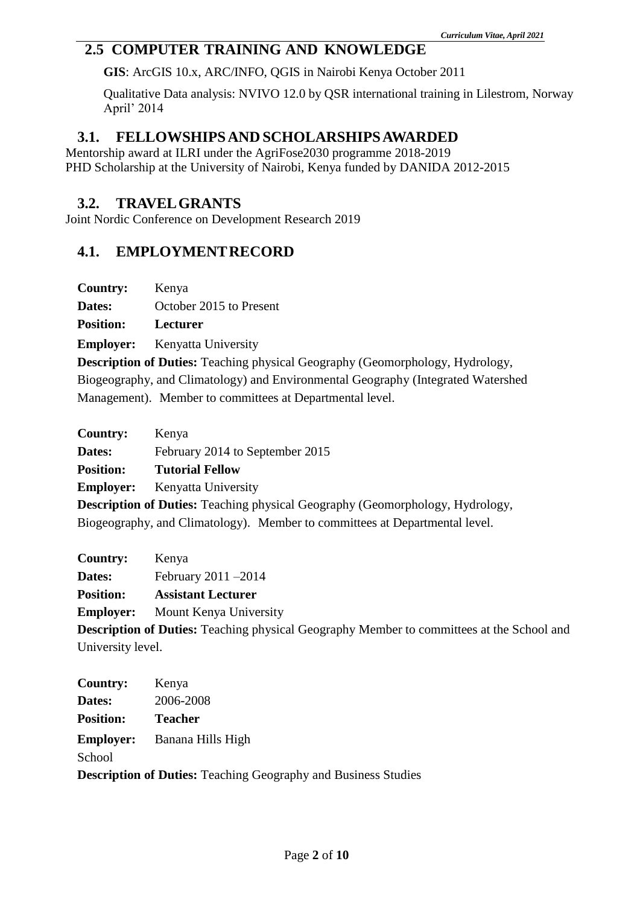## 2.5 COMPUTER TRAINING AND KNOWLEDGE

**GIS**: ArcGIS 10.x, ARC/INFO, QGIS in Nairobi Kenya October 2011

Qualitative Data analysis: NVIVO 12.0 by QSR international training in Lilestrom, Norway April' 2014

## 3.1. FELLOWSHIPS AND SCHOLARSHIPS AWARDED

Mentorship award at ILRI under the AgriFose2030 programme 2018-2019
PHD Scholarship at the University of Nairobi, Kenya funded by DANIDA 2012-2015

## 3.2. TRAVEL GRANTS

Joint Nordic Conference on Development Research 2019

## 4.1. EMPLOYMENT RECORD

**Country:** Kenya
**Dates:** October 2015 to Present
**Position:** **Lecturer**
**Employer:** Kenyatta University
**Description of Duties:** Teaching physical Geography (Geomorphology, Hydrology, Biogeography, and Climatology) and Environmental Geography (Integrated Watershed Management). Member to committees at Departmental level.

**Country:** Kenya
**Dates:** February 2014 to September 2015
**Position:** **Tutorial Fellow**
**Employer:** Kenyatta University
**Description of Duties:** Teaching physical Geography (Geomorphology, Hydrology, Biogeography, and Climatology). Member to committees at Departmental level.

**Country:** Kenya
**Dates:** February 2011 –2014
**Position:** **Assistant Lecturer**
**Employer:** Mount Kenya University
**Description of Duties:** Teaching physical Geography Member to committees at the School and University level.

**Country:** Kenya
**Dates:** 2006-2008
**Position:** **Teacher**
**Employer:** Banana Hills High School
**Description of Duties:** Teaching Geography and Business Studies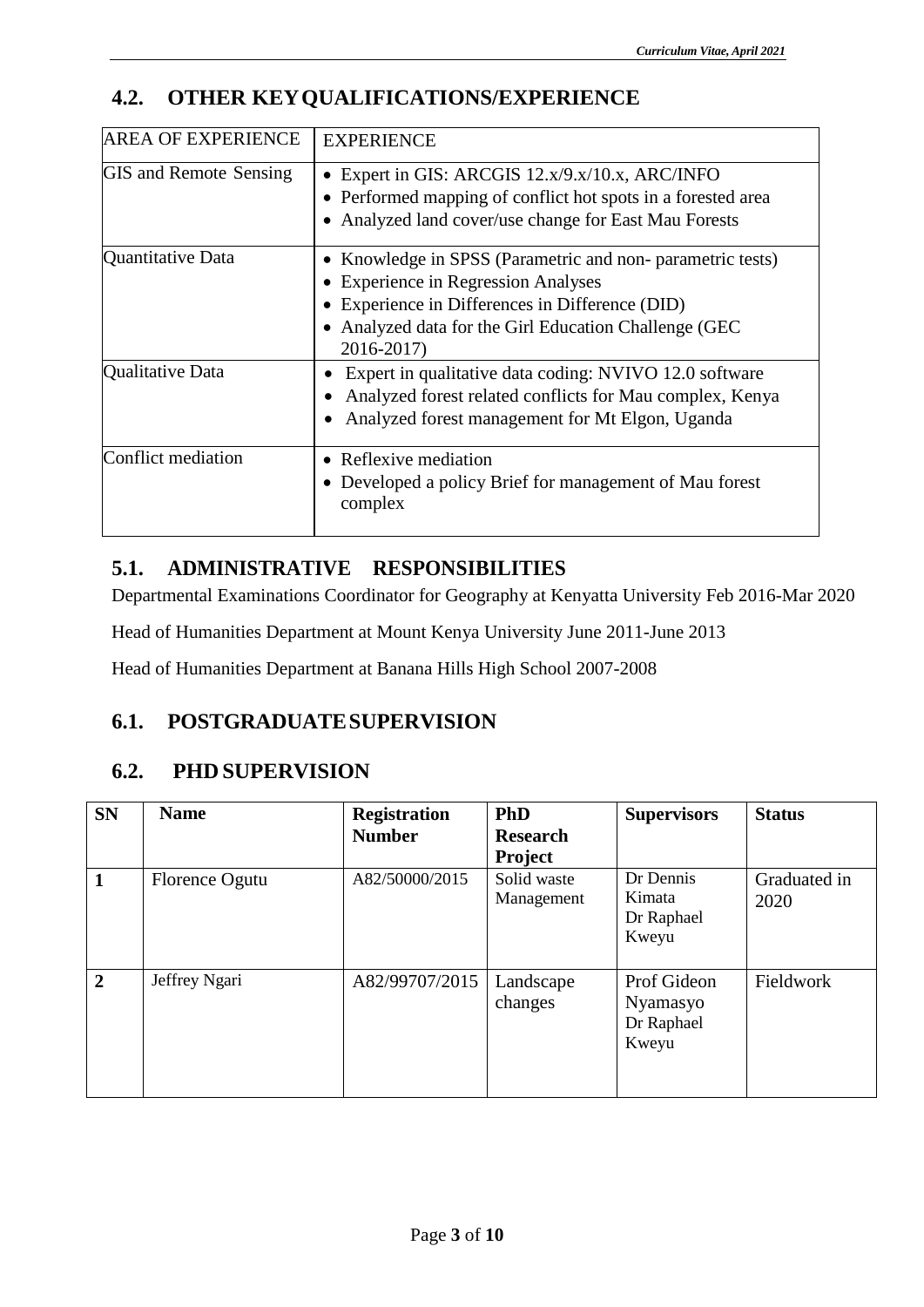## 4.2. OTHER KEY QUALIFICATIONS/EXPERIENCE

| AREA OF EXPERIENCE | EXPERIENCE |
|---|---|
| GIS and Remote Sensing | • Expert in GIS: ARCGIS 12.x/9.x/10.x, ARC/INFO<br>• Performed mapping of conflict hot spots in a forested area<br>• Analyzed land cover/use change for East Mau Forests |
| Quantitative Data | • Knowledge in SPSS (Parametric and non- parametric tests)<br>• Experience in Regression Analyses<br>• Experience in Differences in Difference (DID)<br>• Analyzed data for the Girl Education Challenge (GEC 2016-2017) |
| Qualitative Data | • Expert in qualitative data coding: NVIVO 12.0 software<br>• Analyzed forest related conflicts for Mau complex, Kenya<br>• Analyzed forest management for Mt Elgon, Uganda |
| Conflict mediation | • Reflexive mediation<br>• Developed a policy Brief for management of Mau forest complex |

## 5.1. ADMINISTRATIVE RESPONSIBILITIES

Departmental Examinations Coordinator for Geography at Kenyatta University Feb 2016-Mar 2020

Head of Humanities Department at Mount Kenya University June 2011-June 2013

Head of Humanities Department at Banana Hills High School 2007-2008

## 6.1. POSTGRADUATE SUPERVISION

## 6.2. PHD SUPERVISION

| SN | Name | Registration Number | PhD Research Project | Supervisors | Status |
|---|---|---|---|---|---|
| 1 | Florence Ogutu | A82/50000/2015 | Solid waste Management | Dr Dennis Kimata<br>Dr Raphael Kweyu | Graduated in 2020 |
| 2 | Jeffrey Ngari | A82/99707/2015 | Landscape changes | Prof Gideon Nyamasyo<br>Dr Raphael Kweyu | Fieldwork |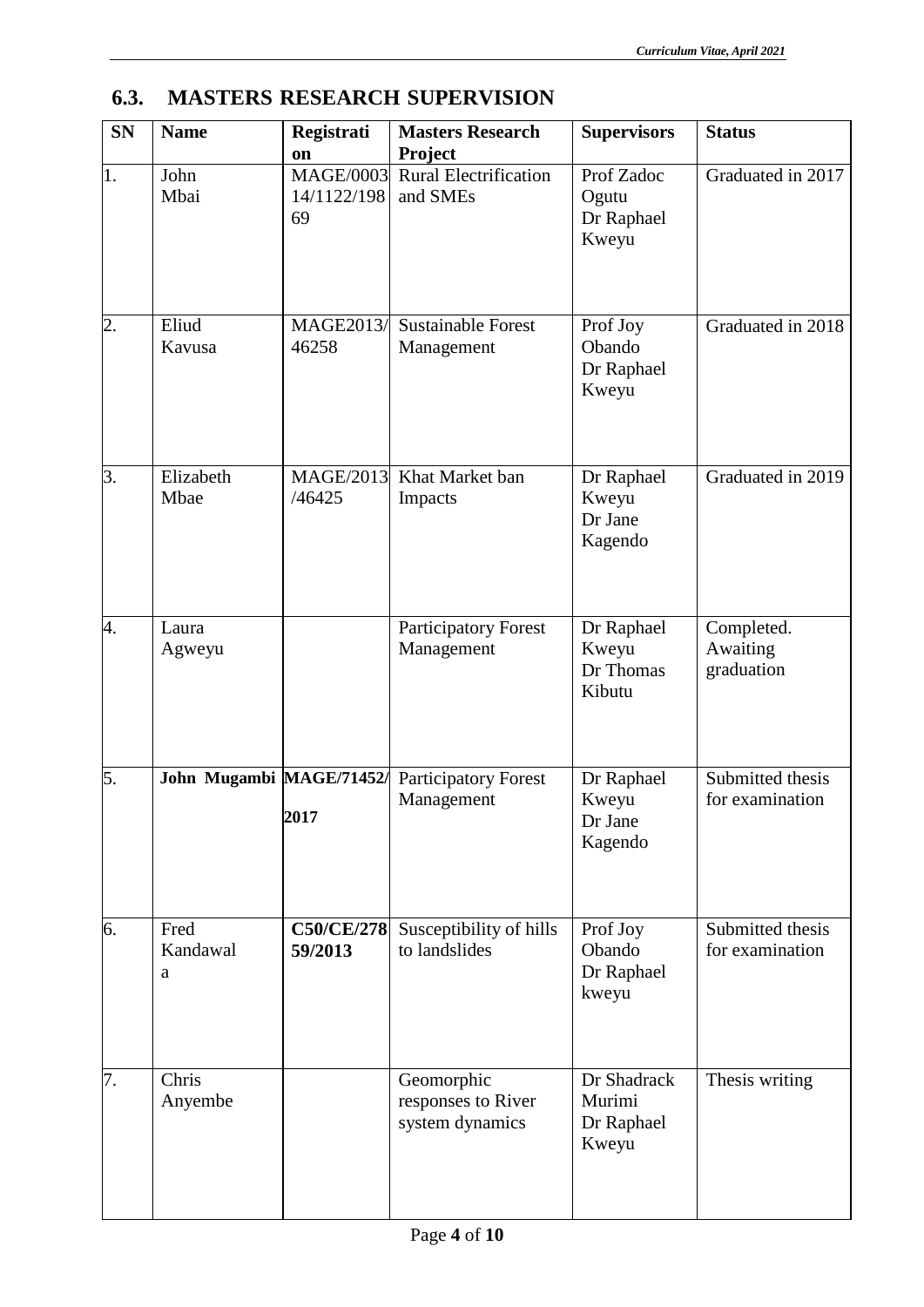## 6.3. MASTERS RESEARCH SUPERVISION

| SN | Name | Registration | Masters Research Project | Supervisors | Status |
|---|---|---|---|---|---|
| 1. | John Mbai | MAGE/000314/1122/19869 | Rural Electrification and SMEs | Prof Zadoc Ogutu<br>Dr Raphael Kweyu | Graduated in 2017 |
| 2. | Eliud Kavusa | MAGE2013/46258 | Sustainable Forest Management | Prof Joy Obando<br>Dr Raphael Kweyu | Graduated in 2018 |
| 3. | Elizabeth Mbae | MAGE/2013/46425 | Khat Market ban Impacts | Dr Raphael Kweyu<br>Dr Jane Kagendo | Graduated in 2019 |
| 4. | Laura Agweyu | | Participatory Forest Management | Dr Raphael Kweyu<br>Dr Thomas Kibutu | Completed. Awaiting graduation |
| 5. | **John Mugambi** | **MAGE/71452/2017** | Participatory Forest Management | Dr Raphael Kweyu<br>Dr Jane Kagendo | Submitted thesis for examination |
| 6. | Fred Kandawala | **C50/CE/27859/2013** | Susceptibility of hills to landslides | Prof Joy Obando<br>Dr Raphael kweyu | Submitted thesis for examination |
| 7. | Chris Anyembe | | Geomorphic responses to River system dynamics | Dr Shadrack Murimi<br>Dr Raphael Kweyu | Thesis writing |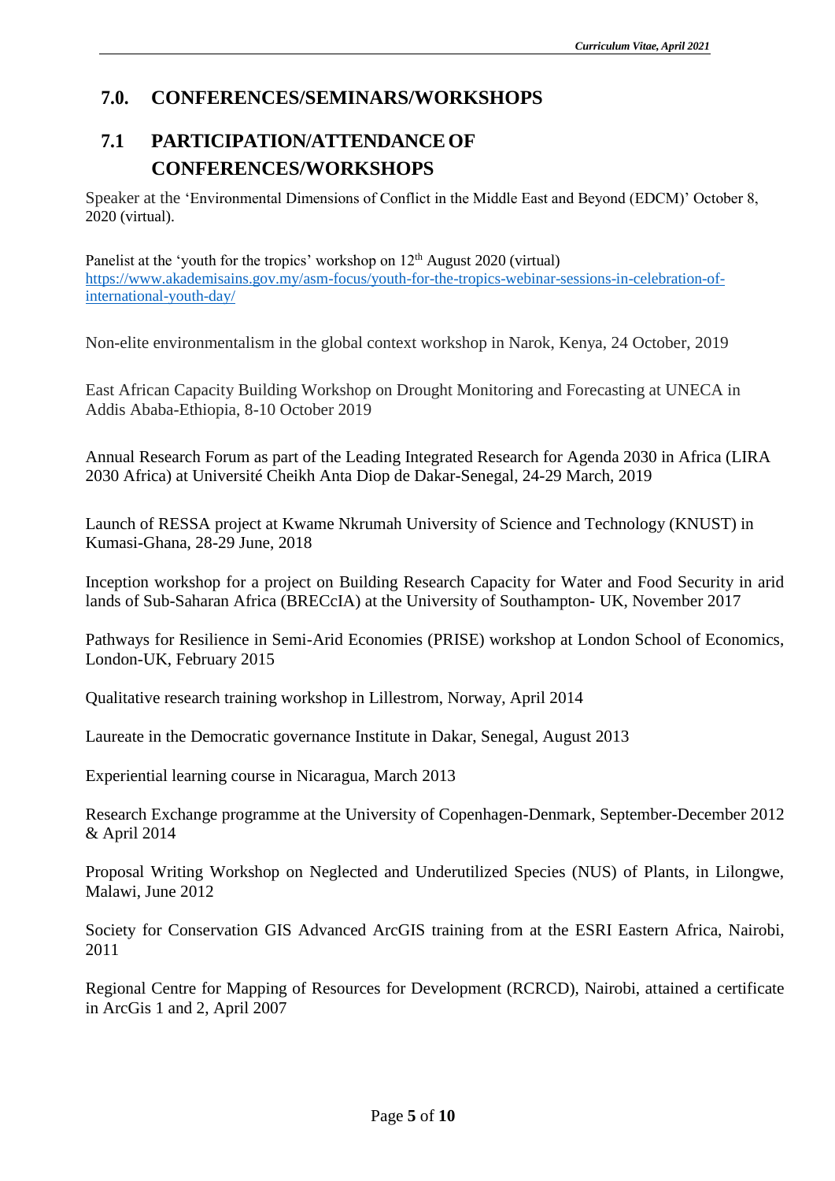## 7.0. CONFERENCES/SEMINARS/WORKSHOPS

### 7.1 PARTICIPATION/ATTENDANCE OF CONFERENCES/WORKSHOPS

Speaker at the 'Environmental Dimensions of Conflict in the Middle East and Beyond (EDCM)' October 8, 2020 (virtual).

Panelist at the 'youth for the tropics' workshop on 12th August 2020 (virtual) https://www.akademisains.gov.my/asm-focus/youth-for-the-tropics-webinar-sessions-in-celebration-of-international-youth-day/

Non-elite environmentalism in the global context workshop in Narok, Kenya, 24 October, 2019

East African Capacity Building Workshop on Drought Monitoring and Forecasting at UNECA in Addis Ababa-Ethiopia, 8-10 October 2019

Annual Research Forum as part of the Leading Integrated Research for Agenda 2030 in Africa (LIRA 2030 Africa) at Université Cheikh Anta Diop de Dakar-Senegal, 24-29 March, 2019

Launch of RESSA project at Kwame Nkrumah University of Science and Technology (KNUST) in Kumasi-Ghana, 28-29 June, 2018

Inception workshop for a project on Building Research Capacity for Water and Food Security in arid lands of Sub-Saharan Africa (BRECcIA) at the University of Southampton- UK, November 2017

Pathways for Resilience in Semi-Arid Economies (PRISE) workshop at London School of Economics, London-UK, February 2015

Qualitative research training workshop in Lillestrom, Norway, April 2014

Laureate in the Democratic governance Institute in Dakar, Senegal, August 2013

Experiential learning course in Nicaragua, March 2013

Research Exchange programme at the University of Copenhagen-Denmark, September-December 2012 & April 2014

Proposal Writing Workshop on Neglected and Underutilized Species (NUS) of Plants, in Lilongwe, Malawi, June 2012

Society for Conservation GIS Advanced ArcGIS training from at the ESRI Eastern Africa, Nairobi, 2011

Regional Centre for Mapping of Resources for Development (RCRCD), Nairobi, attained a certificate in ArcGis 1 and 2, April 2007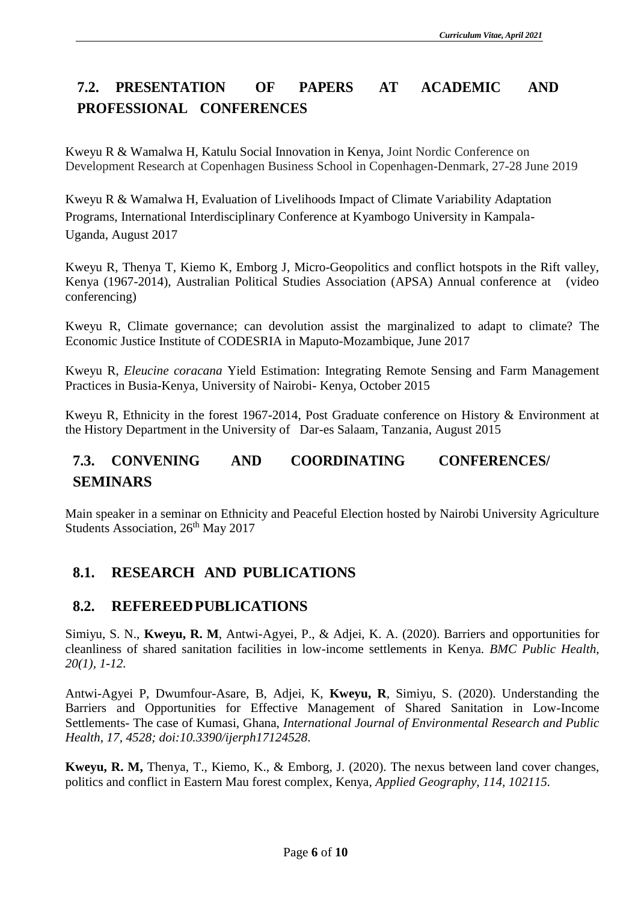## 7.2. PRESENTATION OF PAPERS AT ACADEMIC AND PROFESSIONAL CONFERENCES

Kweyu R & Wamalwa H, Katulu Social Innovation in Kenya, Joint Nordic Conference on Development Research at Copenhagen Business School in Copenhagen-Denmark, 27-28 June 2019

Kweyu R & Wamalwa H, Evaluation of Livelihoods Impact of Climate Variability Adaptation Programs, International Interdisciplinary Conference at Kyambogo University in Kampala-Uganda, August 2017

Kweyu R, Thenya T, Kiemo K, Emborg J, Micro-Geopolitics and conflict hotspots in the Rift valley, Kenya (1967-2014), Australian Political Studies Association (APSA) Annual conference at (video conferencing)

Kweyu R, Climate governance; can devolution assist the marginalized to adapt to climate? The Economic Justice Institute of CODESRIA in Maputo-Mozambique, June 2017

Kweyu R, *Eleucine coracana* Yield Estimation: Integrating Remote Sensing and Farm Management Practices in Busia-Kenya, University of Nairobi- Kenya, October 2015

Kweyu R, Ethnicity in the forest 1967-2014, Post Graduate conference on History & Environment at the History Department in the University of Dar-es Salaam, Tanzania, August 2015

## 7.3. CONVENING AND COORDINATING CONFERENCES/ SEMINARS

Main speaker in a seminar on Ethnicity and Peaceful Election hosted by Nairobi University Agriculture Students Association, 26th May 2017

## 8.1. RESEARCH AND PUBLICATIONS

## 8.2. REFEREED PUBLICATIONS

Simiyu, S. N., **Kweyu, R. M**, Antwi-Agyei, P., & Adjei, K. A. (2020). Barriers and opportunities for cleanliness of shared sanitation facilities in low-income settlements in Kenya. *BMC Public Health, 20(1), 1-12.*

Antwi-Agyei P, Dwumfour-Asare, B, Adjei, K, **Kweyu, R**, Simiyu, S. (2020). Understanding the Barriers and Opportunities for Effective Management of Shared Sanitation in Low-Income Settlements- The case of Kumasi, Ghana, *International Journal of Environmental Research and Public Health, 17, 4528; doi:10.3390/ijerph17124528*.

**Kweyu, R. M,** Thenya, T., Kiemo, K., & Emborg, J. (2020). The nexus between land cover changes, politics and conflict in Eastern Mau forest complex, Kenya, *Applied Geography, 114, 102115.*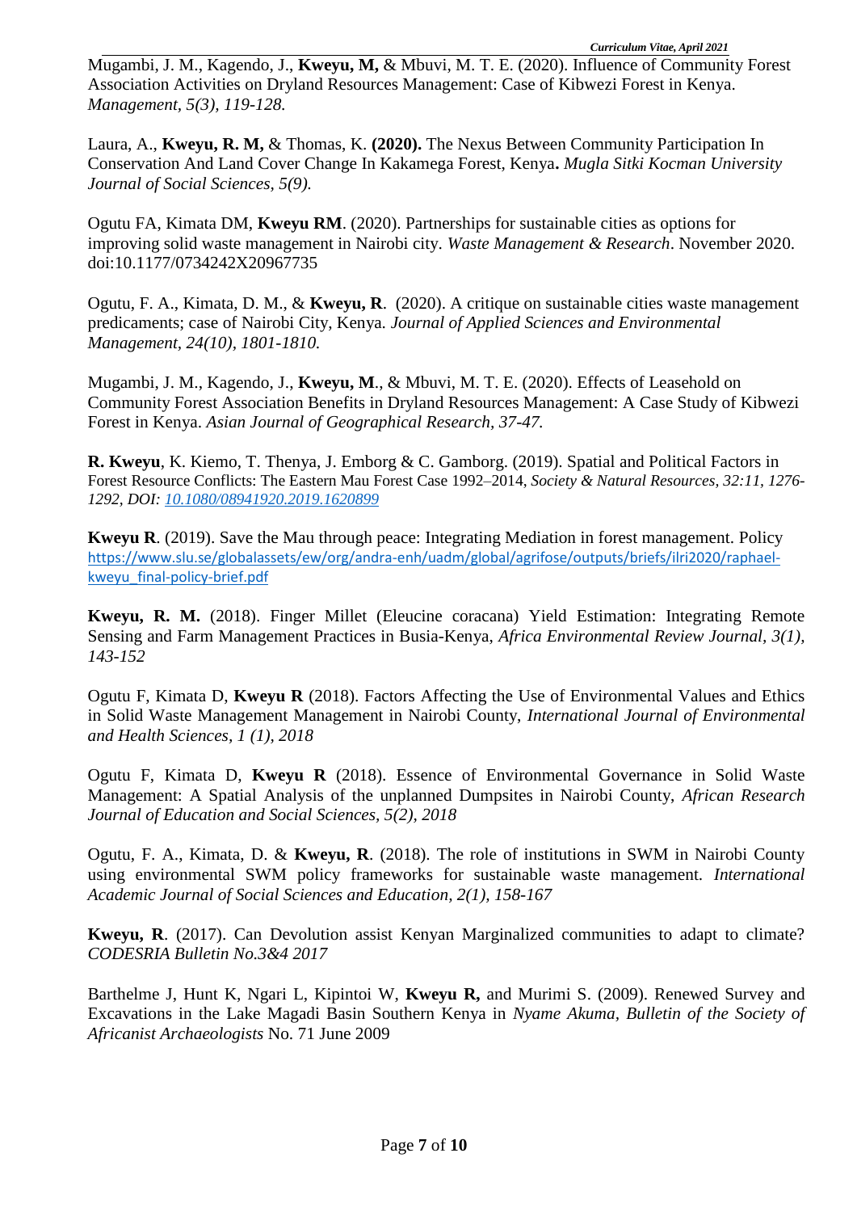Mugambi, J. M., Kagendo, J., **Kweyu, M,** & Mbuvi, M. T. E. (2020). Influence of Community Forest Association Activities on Dryland Resources Management: Case of Kibwezi Forest in Kenya. *Management, 5(3), 119-128.*

Laura, A., **Kweyu, R. M,** & Thomas, K. **(2020).** The Nexus Between Community Participation In Conservation And Land Cover Change In Kakamega Forest, Kenya**.** *Mugla Sitki Kocman University Journal of Social Sciences, 5(9).*

Ogutu FA, Kimata DM, **Kweyu RM**. (2020). Partnerships for sustainable cities as options for improving solid waste management in Nairobi city. *Waste Management & Research*. November 2020. doi:10.1177/0734242X20967735

Ogutu, F. A., Kimata, D. M., & **Kweyu, R**. (2020). A critique on sustainable cities waste management predicaments; case of Nairobi City, Kenya. *Journal of Applied Sciences and Environmental Management, 24(10), 1801-1810.*

Mugambi, J. M., Kagendo, J., **Kweyu, M**., & Mbuvi, M. T. E. (2020). Effects of Leasehold on Community Forest Association Benefits in Dryland Resources Management: A Case Study of Kibwezi Forest in Kenya. *Asian Journal of Geographical Research, 37-47.*

**R. Kweyu**, K. Kiemo, T. Thenya, J. Emborg & C. Gamborg. (2019). Spatial and Political Factors in Forest Resource Conflicts: The Eastern Mau Forest Case 1992–2014, *Society & Natural Resources, 32:11, 1276-1292, DOI: 10.1080/08941920.2019.1620899*

**Kweyu R**. (2019). Save the Mau through peace: Integrating Mediation in forest management. Policy https://www.slu.se/globalassets/ew/org/andra-enh/uadm/global/agrifose/outputs/briefs/ilri2020/raphael-kweyu_final-policy-brief.pdf

**Kweyu, R. M.** (2018). Finger Millet (Eleucine coracana) Yield Estimation: Integrating Remote Sensing and Farm Management Practices in Busia-Kenya, *Africa Environmental Review Journal, 3(1), 143-152*

Ogutu F, Kimata D, **Kweyu R** (2018). Factors Affecting the Use of Environmental Values and Ethics in Solid Waste Management Management in Nairobi County, *International Journal of Environmental and Health Sciences, 1 (1), 2018*

Ogutu F, Kimata D, **Kweyu R** (2018). Essence of Environmental Governance in Solid Waste Management: A Spatial Analysis of the unplanned Dumpsites in Nairobi County, *African Research Journal of Education and Social Sciences, 5(2), 2018*

Ogutu, F. A., Kimata, D. & **Kweyu, R**. (2018). The role of institutions in SWM in Nairobi County using environmental SWM policy frameworks for sustainable waste management. *International Academic Journal of Social Sciences and Education, 2(1), 158-167*

**Kweyu, R**. (2017). Can Devolution assist Kenyan Marginalized communities to adapt to climate? *CODESRIA Bulletin No.3&4 2017*

Barthelme J, Hunt K, Ngari L, Kipintoi W, **Kweyu R,** and Murimi S. (2009). Renewed Survey and Excavations in the Lake Magadi Basin Southern Kenya in *Nyame Akuma, Bulletin of the Society of Africanist Archaeologists* No. 71 June 2009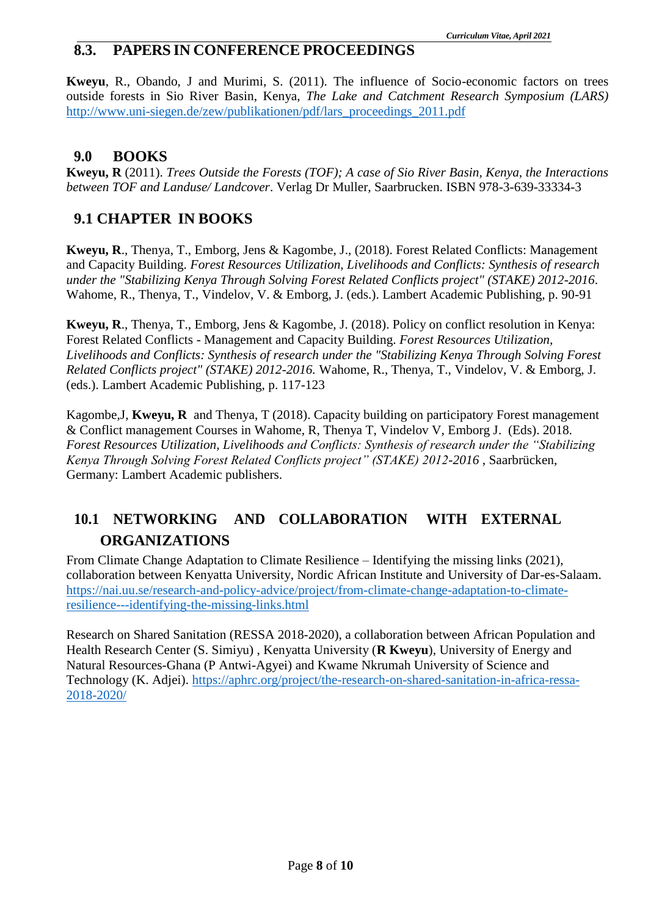## 8.3. PAPERS IN CONFERENCE PROCEEDINGS

**Kweyu**, R., Obando, J and Murimi, S. (2011). The influence of Socio-economic factors on trees outside forests in Sio River Basin, Kenya, *The Lake and Catchment Research Symposium (LARS)* http://www.uni-siegen.de/zew/publikationen/pdf/lars_proceedings_2011.pdf

## 9.0 BOOKS

**Kweyu, R** (2011). *Trees Outside the Forests (TOF); A case of Sio River Basin, Kenya, the Interactions between TOF and Landuse/ Landcover*. Verlag Dr Muller, Saarbrucken. ISBN 978-3-639-33334-3

## 9.1 CHAPTER IN BOOKS

**Kweyu, R**., Thenya, T., Emborg, Jens & Kagombe, J., (2018). Forest Related Conflicts: Management and Capacity Building. *Forest Resources Utilization, Livelihoods and Conflicts: Synthesis of research under the "Stabilizing Kenya Through Solving Forest Related Conflicts project" (STAKE) 2012-2016*. Wahome, R., Thenya, T., Vindelov, V. & Emborg, J. (eds.). Lambert Academic Publishing, p. 90-91

**Kweyu, R**., Thenya, T., Emborg, Jens & Kagombe, J. (2018). Policy on conflict resolution in Kenya: Forest Related Conflicts - Management and Capacity Building. *Forest Resources Utilization, Livelihoods and Conflicts: Synthesis of research under the "Stabilizing Kenya Through Solving Forest Related Conflicts project" (STAKE) 2012-2016.* Wahome, R., Thenya, T., Vindelov, V. & Emborg, J. (eds.). Lambert Academic Publishing, p. 117-123

Kagombe,J, **Kweyu, R** and Thenya, T (2018). Capacity building on participatory Forest management & Conflict management Courses in Wahome, R, Thenya T, Vindelov V, Emborg J. (Eds). 2018. *Forest Resources Utilization, Livelihoods and Conflicts: Synthesis of research under the "Stabilizing Kenya Through Solving Forest Related Conflicts project" (STAKE) 2012-2016* , Saarbrücken, Germany: Lambert Academic publishers.

## 10.1 NETWORKING AND COLLABORATION WITH EXTERNAL ORGANIZATIONS

From Climate Change Adaptation to Climate Resilience – Identifying the missing links (2021), collaboration between Kenyatta University, Nordic African Institute and University of Dar-es-Salaam. https://nai.uu.se/research-and-policy-advice/project/from-climate-change-adaptation-to-climate-resilience---identifying-the-missing-links.html

Research on Shared Sanitation (RESSA 2018-2020), a collaboration between African Population and Health Research Center (S. Simiyu) , Kenyatta University (**R Kweyu**), University of Energy and Natural Resources-Ghana (P Antwi-Agyei) and Kwame Nkrumah University of Science and Technology (K. Adjei). https://aphrc.org/project/the-research-on-shared-sanitation-in-africa-ressa-2018-2020/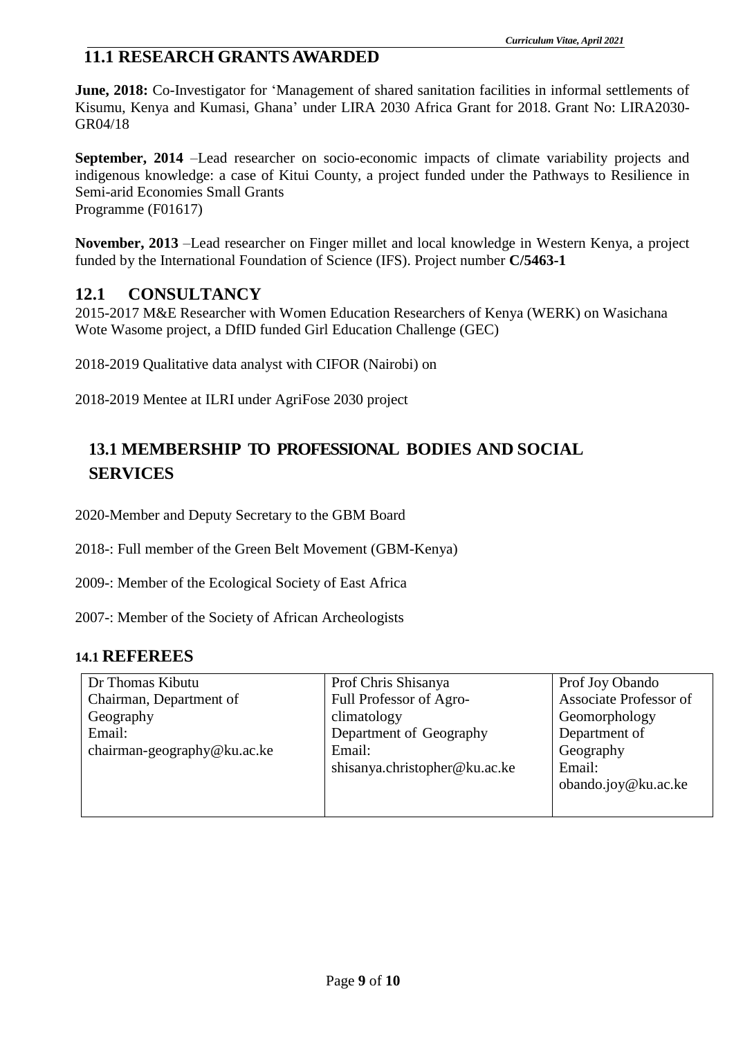## 11.1 RESEARCH GRANTS AWARDED

**June, 2018:** Co-Investigator for 'Management of shared sanitation facilities in informal settlements of Kisumu, Kenya and Kumasi, Ghana' under LIRA 2030 Africa Grant for 2018. Grant No: LIRA2030-GR04/18

**September, 2014** –Lead researcher on socio-economic impacts of climate variability projects and indigenous knowledge: a case of Kitui County, a project funded under the Pathways to Resilience in Semi-arid Economies Small Grants Programme (F01617)

**November, 2013** –Lead researcher on Finger millet and local knowledge in Western Kenya, a project funded by the International Foundation of Science (IFS). Project number **C/5463-1**

## 12.1 CONSULTANCY

2015-2017 M&E Researcher with Women Education Researchers of Kenya (WERK) on Wasichana Wote Wasome project, a DfID funded Girl Education Challenge (GEC)

2018-2019 Qualitative data analyst with CIFOR (Nairobi) on

2018-2019 Mentee at ILRI under AgriFose 2030 project

## 13.1 MEMBERSHIP TO PROFESSIONAL BODIES AND SOCIAL SERVICES

2020-Member and Deputy Secretary to the GBM Board

2018-: Full member of the Green Belt Movement (GBM-Kenya)

2009-: Member of the Ecological Society of East Africa

2007-: Member of the Society of African Archeologists

## 14.1 REFEREES

| | | |
|---|---|---|
| Dr Thomas Kibutu<br>Chairman, Department of Geography<br>Email:<br>chairman-geography@ku.ac.ke | Prof Chris Shisanya<br>Full Professor of Agro-climatology<br>Department of Geography<br>Email:<br>shisanya.christopher@ku.ac.ke | Prof Joy Obando<br>Associate Professor of Geomorphology<br>Department of Geography<br>Email:<br>obando.joy@ku.ac.ke |